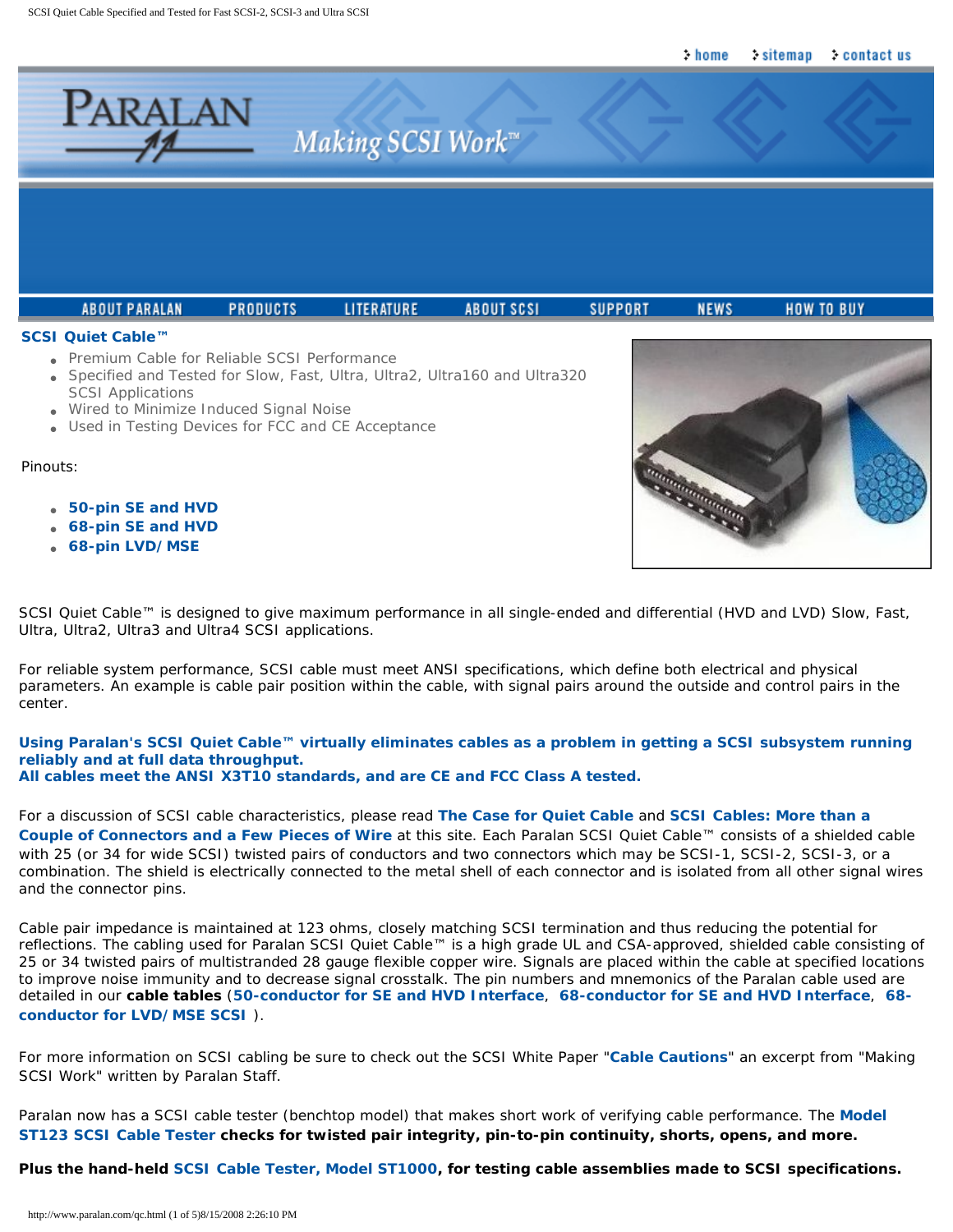## SCSI Quiet Cable™

- Premium Cable for Reliable SCSI Performance
- Specified and Tested for Slow, Fast, Ultra, Ultra2, Ultra160 and Ultra320 SCSI Applications
- Wired to Minimize Induced Signal Noise
- Used in Testing Devices for FCC and CE Acceptance

Pinouts:

- **50-pin SE and HVD**
- **68-pin SE and HVD**
- **68-pin LVD/MSE**

SCSI Quiet Cable™ is designed to give maximum performance in all single-ended and differential (HVD and LVD) Slow, Fast, Ultra, Ultra2, Ultra3 and Ultra4 SCSI applications.

For reliable system performance, SCSI cable must meet ANSI specifications, which define both electrical and physical parameters. An example is cable pair position within the cable, with signal pairs around the outside and control pairs in the center.

**Using Paralan's SCSI Quiet Cable™ virtually eliminates cables as a problem in getting a SCSI subsystem running reliably and at full data throughput.**
**All cables meet the ANSI X3T10 standards, and are CE and FCC Class A tested.**

For a discussion of SCSI cable characteristics, please read **The Case for Quiet Cable** and **SCSI Cables: More than a Couple of Connectors and a Few Pieces of Wire** at this site. Each Paralan SCSI Quiet Cable™ consists of a shielded cable with 25 (or 34 for wide SCSI) twisted pairs of conductors and two connectors which may be SCSI-1, SCSI-2, SCSI-3, or a combination. The shield is electrically connected to the metal shell of each connector and is isolated from all other signal wires and the connector pins.

Cable pair impedance is maintained at 123 ohms, closely matching SCSI termination and thus reducing the potential for reflections. The cabling used for Paralan SCSI Quiet Cable™ is a high grade UL and CSA-approved, shielded cable consisting of 25 or 34 twisted pairs of multistranded 28 gauge flexible copper wire. Signals are placed within the cable at specified locations to improve noise immunity and to decrease signal crosstalk. The pin numbers and mnemonics of the Paralan cable used are detailed in our **cable tables** (**50-conductor for SE and HVD Interface**, **68-conductor for SE and HVD Interface**, **68-conductor for LVD/MSE SCSI** ).

For more information on SCSI cabling be sure to check out the SCSI White Paper "**Cable Cautions**" an excerpt from "Making SCSI Work" written by Paralan Staff.

Paralan now has a SCSI cable tester (benchtop model) that makes short work of verifying cable performance. The **Model ST123 SCSI Cable Tester checks for twisted pair integrity, pin-to-pin continuity, shorts, opens, and more.**

**Plus the hand-held SCSI Cable Tester, Model ST1000, for testing cable assemblies made to SCSI specifications.**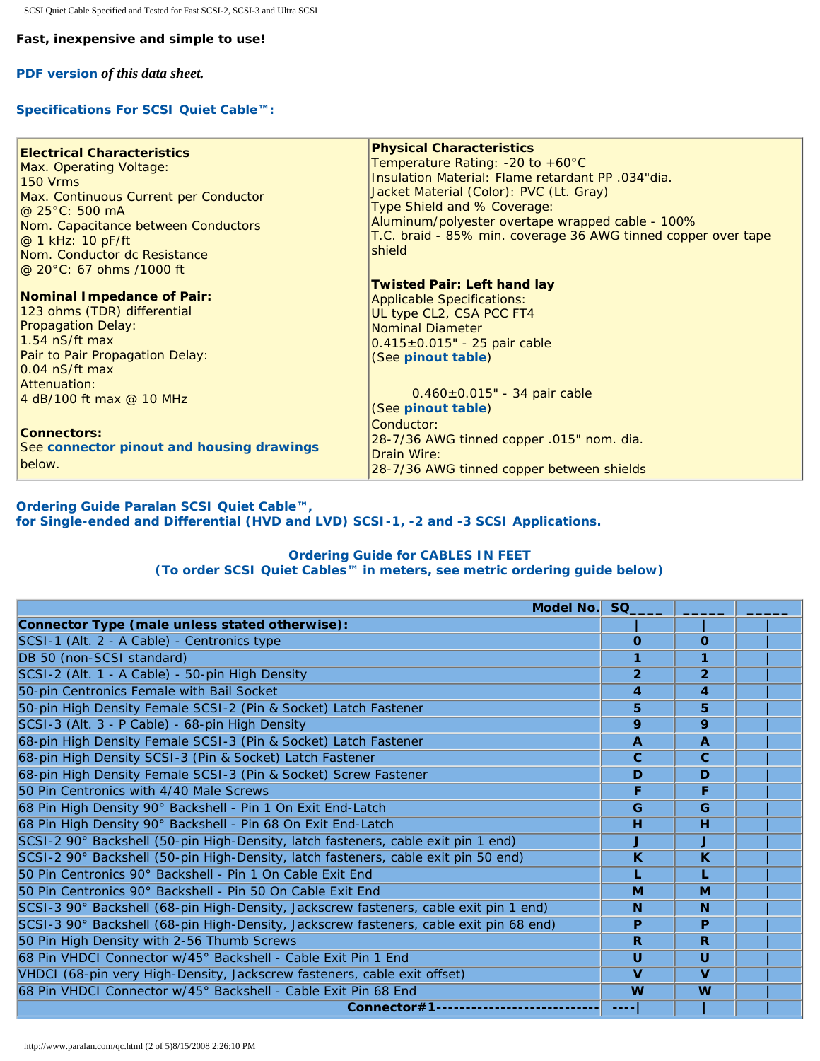**Fast, inexpensive and simple to use!**

**PDF version** *of this data sheet.*

### Specifications For SCSI Quiet Cable™:

| **Electrical Characteristics** | **Physical Characteristics** |
|---|---|
| Max. Operating Voltage:<br>150 Vrms<br>Max. Continuous Current per Conductor<br>@ 25°C: 500 mA<br>Nom. Capacitance between Conductors<br>@ 1 kHz: 10 pF/ft<br>Nom. Conductor dc Resistance<br>@ 20°C: 67 ohms /1000 ft<br><br>**Nominal Impedance of Pair:**<br>123 ohms (TDR) differential<br>Propagation Delay:<br>1.54 nS/ft max<br>Pair to Pair Propagation Delay:<br>0.04 nS/ft max<br>Attenuation:<br>4 dB/100 ft max @ 10 MHz<br><br>**Connectors:**<br>See **connector pinout and housing drawings** below. | Temperature Rating: -20 to +60°C<br>Insulation Material: Flame retardant PP .034"dia.<br>Jacket Material (Color): PVC (Lt. Gray)<br>Type Shield and % Coverage:<br>Aluminum/polyester overtape wrapped cable - 100%<br>T.C. braid - 85% min. coverage 36 AWG tinned copper over tape shield<br><br>**Twisted Pair: Left hand lay**<br>Applicable Specifications:<br>UL type CL2, CSA PCC FT4<br>Nominal Diameter<br>0.415±0.015" - 25 pair cable<br>(See **pinout table**)<br><br>0.460±0.015" - 34 pair cable<br>(See **pinout table**)<br>Conductor:<br>28-7/36 AWG tinned copper .015" nom. dia.<br>Drain Wire:<br>28-7/36 AWG tinned copper between shields |

### Ordering Guide Paralan SCSI Quiet Cable™, for Single-ended and Differential (HVD and LVD) SCSI-1, -2 and -3 SCSI Applications.

#### Ordering Guide for CABLES IN FEET
#### (To order SCSI Quiet Cables™ in meters, see metric ordering guide below)

| Model No. | SQ____ | _____ | _____ |
|---|---|---|---|
| **Connector Type (male unless stated otherwise):** | \| | \| | \| |
| SCSI-1 (Alt. 2 - A Cable) - Centronics type | **0** | **0** | \| |
| DB 50 (non-SCSI standard) | **1** | **1** | \| |
| SCSI-2 (Alt. 1 - A Cable) - 50-pin High Density | **2** | **2** | \| |
| 50-pin Centronics Female with Bail Socket | **4** | **4** | \| |
| 50-pin High Density Female SCSI-2 (Pin & Socket) Latch Fastener | **5** | **5** | \| |
| SCSI-3 (Alt. 3 - P Cable) - 68-pin High Density | **9** | **9** | \| |
| 68-pin High Density Female SCSI-3 (Pin & Socket) Latch Fastener | **A** | **A** | \| |
| 68-pin High Density SCSI-3 (Pin & Socket) Latch Fastener | **C** | **C** | \| |
| 68-pin High Density Female SCSI-3 (Pin & Socket) Screw Fastener | **D** | **D** | \| |
| 50 Pin Centronics with 4/40 Male Screws | **F** | **F** | \| |
| 68 Pin High Density 90° Backshell - Pin 1 On Exit End-Latch | **G** | **G** | \| |
| 68 Pin High Density 90° Backshell - Pin 68 On Exit End-Latch | **H** | **H** | \| |
| SCSI-2 90° Backshell (50-pin High-Density, latch fasteners, cable exit pin 1 end) | **J** | **J** | \| |
| SCSI-2 90° Backshell (50-pin High-Density, latch fasteners, cable exit pin 50 end) | **K** | **K** | \| |
| 50 Pin Centronics 90° Backshell - Pin 1 On Cable Exit End | **L** | **L** | \| |
| 50 Pin Centronics 90° Backshell - Pin 50 On Cable Exit End | **M** | **M** | \| |
| SCSI-3 90° Backshell (68-pin High-Density, Jackscrew fasteners, cable exit pin 1 end) | **N** | **N** | \| |
| SCSI-3 90° Backshell (68-pin High-Density, Jackscrew fasteners, cable exit pin 68 end) | **P** | **P** | \| |
| 50 Pin High Density with 2-56 Thumb Screws | **R** | **R** | \| |
| 68 Pin VHDCI Connector w/45° Backshell - Cable Exit Pin 1 End | **U** | **U** | \| |
| VHDCI (68-pin very High-Density, Jackscrew fasteners, cable exit offset) | **V** | **V** | \| |
| 68 Pin VHDCI Connector w/45° Backshell - Cable Exit Pin 68 End | **W** | **W** | \| |
| **Connector#1----------------------------** | ----\| | \| | \| |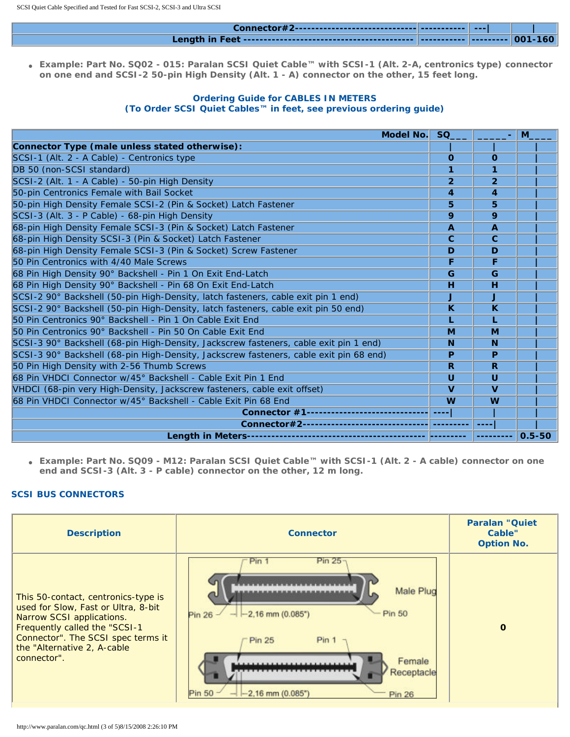| | | | |
|---|---|---|---|
| **Connector#2-----------------------------** | **-----------** | **---\|** | **\|** |
| **Length in Feet -----------------------------------------** | **-----------** | **---------** | **001-160** |

- **Example: Part No. SQ02 - 015: Paralan SCSI Quiet Cable™ with SCSI-1 (Alt. 2-A, centronics type) connector on one end and SCSI-2 50-pin High Density (Alt. 1 - A) connector on the other, 15 feet long.**

**Ordering Guide for CABLES IN METERS**
**(To Order SCSI Quiet Cables™ in feet, see previous ordering guide)**

| **Model No.** | **SQ___** | **_____-** | **M____** |
|---|---|---|---|
| **Connector Type (male unless stated otherwise):** | \| | \| | \| |
| SCSI-1 (Alt. 2 - A Cable) - Centronics type | **0** | **0** | \| |
| DB 50 (non-SCSI standard) | **1** | **1** | \| |
| SCSI-2 (Alt. 1 - A Cable) - 50-pin High Density | **2** | **2** | \| |
| 50-pin Centronics Female with Bail Socket | **4** | **4** | \| |
| 50-pin High Density Female SCSI-2 (Pin & Socket) Latch Fastener | **5** | **5** | \| |
| SCSI-3 (Alt. 3 - P Cable) - 68-pin High Density | **9** | **9** | \| |
| 68-pin High Density Female SCSI-3 (Pin & Socket) Latch Fastener | **A** | **A** | \| |
| 68-pin High Density SCSI-3 (Pin & Socket) Latch Fastener | **C** | **C** | \| |
| 68-pin High Density Female SCSI-3 (Pin & Socket) Screw Fastener | **D** | **D** | \| |
| 50 Pin Centronics with 4/40 Male Screws | **F** | **F** | \| |
| 68 Pin High Density 90° Backshell - Pin 1 On Exit End-Latch | **G** | **G** | \| |
| 68 Pin High Density 90° Backshell - Pin 68 On Exit End-Latch | **H** | **H** | \| |
| SCSI-2 90° Backshell (50-pin High-Density, latch fasteners, cable exit pin 1 end) | **J** | **J** | \| |
| SCSI-2 90° Backshell (50-pin High-Density, latch fasteners, cable exit pin 50 end) | **K** | **K** | \| |
| 50 Pin Centronics 90° Backshell - Pin 1 On Cable Exit End | **L** | **L** | \| |
| 50 Pin Centronics 90° Backshell - Pin 50 On Cable Exit End | **M** | **M** | \| |
| SCSI-3 90° Backshell (68-pin High-Density, Jackscrew fasteners, cable exit pin 1 end) | **N** | **N** | \| |
| SCSI-3 90° Backshell (68-pin High-Density, Jackscrew fasteners, cable exit pin 68 end) | **P** | **P** | \| |
| 50 Pin High Density with 2-56 Thumb Screws | **R** | **R** | \| |
| 68 Pin VHDCI Connector w/45° Backshell - Cable Exit Pin 1 End | **U** | **U** | \| |
| VHDCI (68-pin very High-Density, Jackscrew fasteners, cable exit offset) | **V** | **V** | \| |
| 68 Pin VHDCI Connector w/45° Backshell - Cable Exit Pin 68 End | **W** | **W** | \| |
| **Connector #1-----------------------------** | **----\|** | **\|** | **\|** |
| **Connector#2-----------------------------** | **---------** | **----\|** | **\|** |
| **Length in Meters-----------------------------------------** | **---------** | **---------** | **0.5-50** |

- **Example: Part No. SQ09 - M12: Paralan SCSI Quiet Cable™ with SCSI-1 (Alt. 2 - A cable) connector on one end and SCSI-3 (Alt. 3 - P cable) connector on the other, 12 m long.**

### SCSI BUS CONNECTORS

| Description | Connector | Paralan "Quiet Cable" Option No. |
|---|---|---|
| This 50-contact, centronics-type is used for Slow, Fast or Ultra, 8-bit Narrow SCSI applications. Frequently called the "SCSI-1 Connector". The SCSI spec terms it the "Alternative 2, A-cable connector". | Pin 1, Pin 25, Male Plug, Pin 26, 2,16 mm (0.085"), Pin 50; Pin 25, Pin 1, Female Receptacle, Pin 50, 2,16 mm (0.085"), Pin 26 | **0** |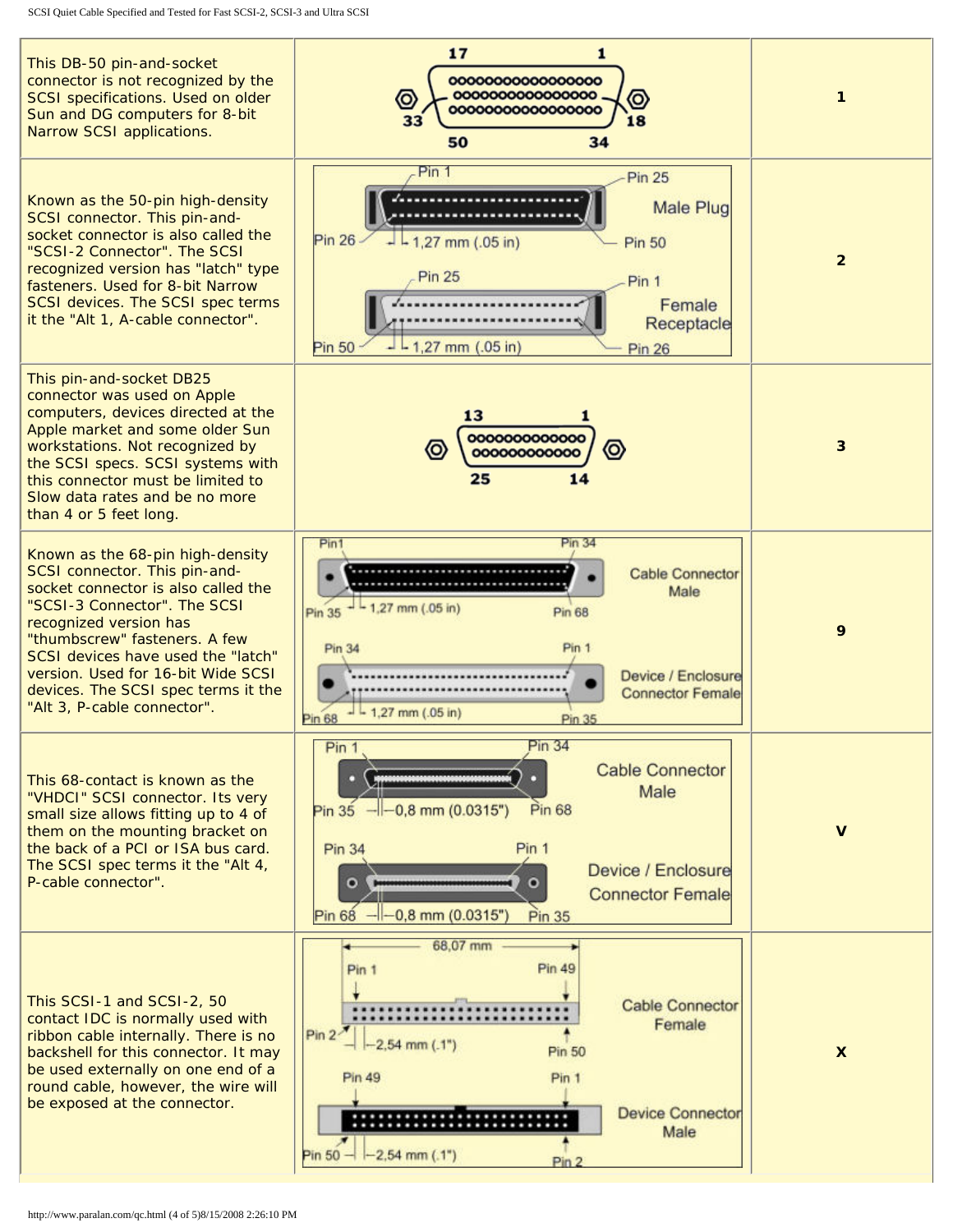| | | |
|---|---|---|
| This DB-50 pin-and-socket connector is not recognized by the SCSI specifications. Used on older Sun and DG computers for 8-bit Narrow SCSI applications. | | 1 |
| Known as the 50-pin high-density SCSI connector. This pin-and-socket connector is also called the "SCSI-2 Connector". The SCSI recognized version has "latch" type fasteners. Used for 8-bit Narrow SCSI devices. The SCSI spec terms it the "Alt 1, A-cable connector". | | 2 |
| This pin-and-socket DB25 connector was used on Apple computers, devices directed at the Apple market and some older Sun workstations. Not recognized by the SCSI specs. SCSI systems with this connector must be limited to Slow data rates and be no more than 4 or 5 feet long. | | 3 |
| Known as the 68-pin high-density SCSI connector. This pin-and-socket connector is also called the "SCSI-3 Connector". The SCSI recognized version has "thumbscrew" fasteners. A few SCSI devices have used the "latch" version. Used for 16-bit Wide SCSI devices. The SCSI spec terms it the "Alt 3, P-cable connector". | | 9 |
| This 68-contact is known as the "VHDCI" SCSI connector. Its very small size allows fitting up to 4 of them on the mounting bracket on the back of a PCI or ISA bus card. The SCSI spec terms it the "Alt 4, P-cable connector". | | V |
| This SCSI-1 and SCSI-2, 50 contact IDC is normally used with ribbon cable internally. There is no backshell for this connector. It may be used externally on one end of a round cable, however, the wire will be exposed at the connector. | | X |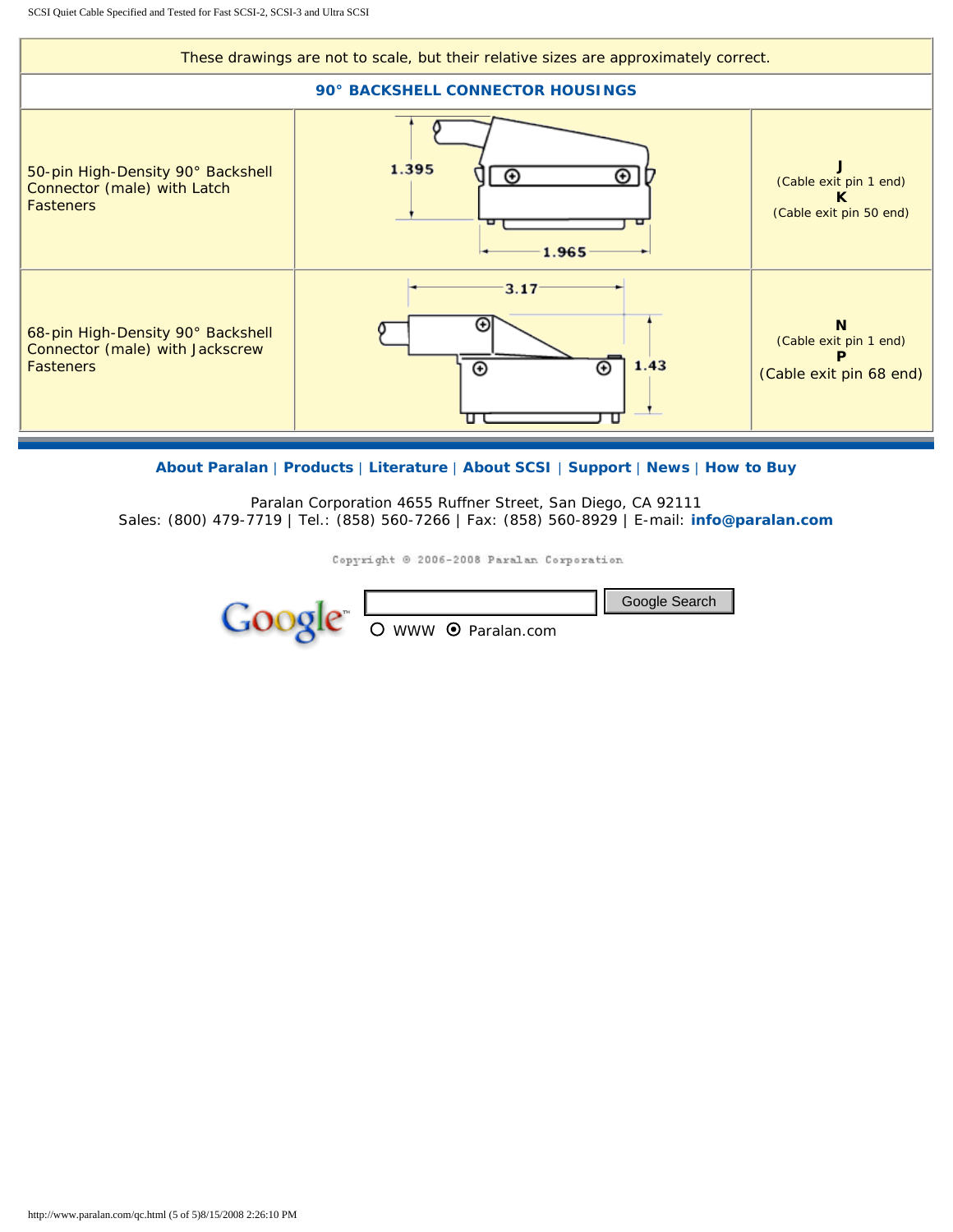| These drawings are not to scale, but their relative sizes are approximately correct. | | |
|---|---|---|
| **90° BACKSHELL CONNECTOR HOUSINGS** | | |
| 50-pin High-Density 90° Backshell Connector (male) with Latch Fasteners | 1.395<br>1.965 | **J**<br>(Cable exit pin 1 end)<br>**K**<br>(Cable exit pin 50 end) |
| 68-pin High-Density 90° Backshell Connector (male) with Jackscrew Fasteners | 3.17<br>1.43 | **N**<br>(Cable exit pin 1 end)<br>**P**<br>(Cable exit pin 68 end) |

**About Paralan** | **Products** | **Literature** | **About SCSI** | **Support** | **News** | **How to Buy**

Paralan Corporation 4655 Ruffner Street, San Diego, CA 92111
Sales: (800) 479-7719 | Tel.: (858) 560-7266 | Fax: (858) 560-8929 | E-mail: **info@paralan.com**

Copyright © 2006-2008 Paralan Corporation

Google Search
WWW Paralan.com